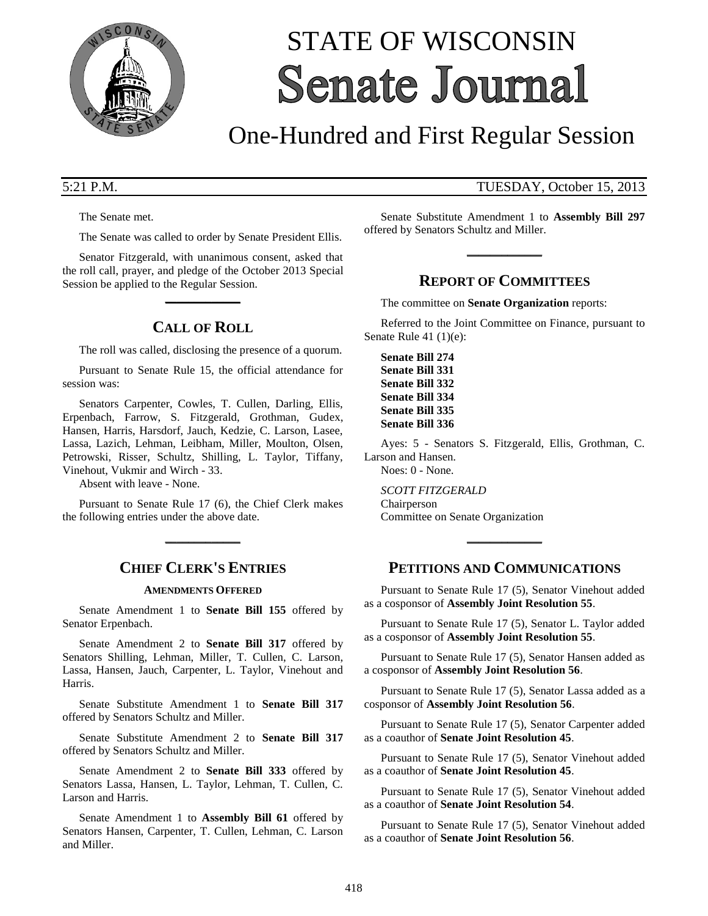# STATE OF WISCONSIN Senate Journal

## One-Hundred and First Regular Session

5:21 P.M. TUESDAY, October 15, 2013

The Senate met.

The Senate was called to order by Senate President Ellis.

Senator Fitzgerald, with unanimous consent, asked that the roll call, prayer, and pledge of the October 2013 Special Session be applied to the Regular Session.

## CALL OF ROLL

The roll was called, disclosing the presence of a quorum.

Pursuant to Senate Rule 15, the official attendance for session was:

Senators Carpenter, Cowles, T. Cullen, Darling, Ellis, Erpenbach, Farrow, S. Fitzgerald, Grothman, Gudex, Hansen, Harris, Harsdorf, Jauch, Kedzie, C. Larson, Lasee, Lassa, Lazich, Lehman, Leibham, Miller, Moulton, Olsen, Petrowski, Risser, Schultz, Shilling, L. Taylor, Tiffany, Vinehout, Vukmir and Wirch - 33.

Absent with leave - None.

Pursuant to Senate Rule 17 (6), the Chief Clerk makes the following entries under the above date.

## CHIEF CLERK'S ENTRIES

### AMENDMENTS OFFERED

Senate Amendment 1 to **Senate Bill 155** offered by Senator Erpenbach.

Senate Amendment 2 to **Senate Bill 317** offered by Senators Shilling, Lehman, Miller, T. Cullen, C. Larson, Lassa, Hansen, Jauch, Carpenter, L. Taylor, Vinehout and Harris.

Senate Substitute Amendment 1 to **Senate Bill 317** offered by Senators Schultz and Miller.

Senate Substitute Amendment 2 to **Senate Bill 317** offered by Senators Schultz and Miller.

Senate Amendment 2 to **Senate Bill 333** offered by Senators Lassa, Hansen, L. Taylor, Lehman, T. Cullen, C. Larson and Harris.

Senate Amendment 1 to **Assembly Bill 61** offered by Senators Hansen, Carpenter, T. Cullen, Lehman, C. Larson and Miller.

Senate Substitute Amendment 1 to **Assembly Bill 297** offered by Senators Schultz and Miller.

## REPORT OF COMMITTEES

The committee on **Senate Organization** reports:

Referred to the Joint Committee on Finance, pursuant to Senate Rule 41 (1)(e):

**Senate Bill 274**
**Senate Bill 331**
**Senate Bill 332**
**Senate Bill 334**
**Senate Bill 335**
**Senate Bill 336**

Ayes: 5 - Senators S. Fitzgerald, Ellis, Grothman, C. Larson and Hansen.

Noes: 0 - None.

*SCOTT FITZGERALD*
Chairperson
Committee on Senate Organization

## PETITIONS AND COMMUNICATIONS

Pursuant to Senate Rule 17 (5), Senator Vinehout added as a cosponsor of **Assembly Joint Resolution 55**.

Pursuant to Senate Rule 17 (5), Senator L. Taylor added as a cosponsor of **Assembly Joint Resolution 55**.

Pursuant to Senate Rule 17 (5), Senator Hansen added as a cosponsor of **Assembly Joint Resolution 56**.

Pursuant to Senate Rule 17 (5), Senator Lassa added as a cosponsor of **Assembly Joint Resolution 56**.

Pursuant to Senate Rule 17 (5), Senator Carpenter added as a coauthor of **Senate Joint Resolution 45**.

Pursuant to Senate Rule 17 (5), Senator Vinehout added as a coauthor of **Senate Joint Resolution 45**.

Pursuant to Senate Rule 17 (5), Senator Vinehout added as a coauthor of **Senate Joint Resolution 54**.

Pursuant to Senate Rule 17 (5), Senator Vinehout added as a coauthor of **Senate Joint Resolution 56**.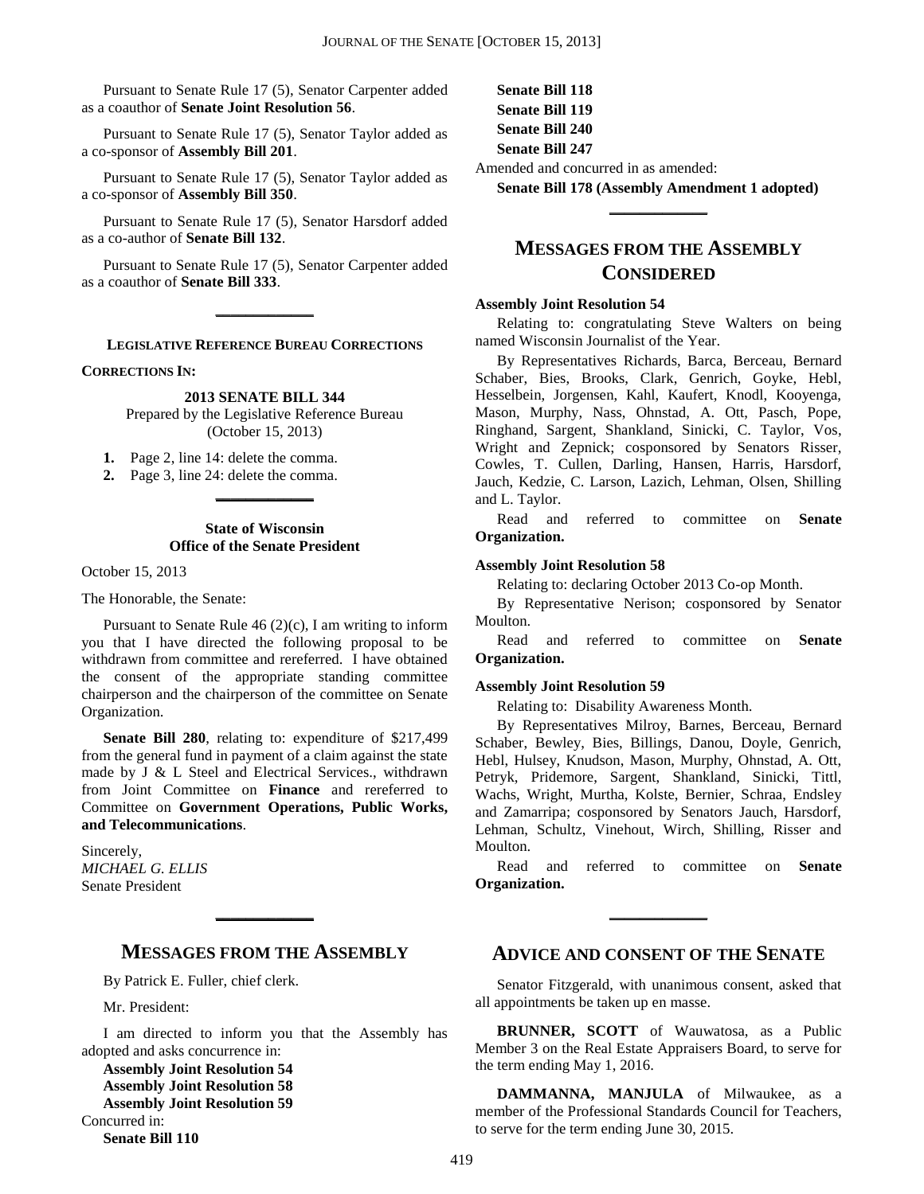Pursuant to Senate Rule 17 (5), Senator Carpenter added as a coauthor of **Senate Joint Resolution 56**.

Pursuant to Senate Rule 17 (5), Senator Taylor added as a co-sponsor of **Assembly Bill 201**.

Pursuant to Senate Rule 17 (5), Senator Taylor added as a co-sponsor of **Assembly Bill 350**.

Pursuant to Senate Rule 17 (5), Senator Harsdorf added as a co-author of **Senate Bill 132**.

Pursuant to Senate Rule 17 (5), Senator Carpenter added as a coauthor of **Senate Bill 333**.

---

**LEGISLATIVE REFERENCE BUREAU CORRECTIONS**

**CORRECTIONS IN:**

**2013 SENATE BILL 344**
Prepared by the Legislative Reference Bureau
(October 15, 2013)

1. Page 2, line 14: delete the comma.
2. Page 3, line 24: delete the comma.

---

**State of Wisconsin**
**Office of the Senate President**

October 15, 2013

The Honorable, the Senate:

Pursuant to Senate Rule 46 (2)(c), I am writing to inform you that I have directed the following proposal to be withdrawn from committee and rereferred. I have obtained the consent of the appropriate standing committee chairperson and the chairperson of the committee on Senate Organization.

**Senate Bill 280**, relating to: expenditure of $217,499 from the general fund in payment of a claim against the state made by J & L Steel and Electrical Services., withdrawn from Joint Committee on **Finance** and rereferred to Committee on **Government Operations, Public Works, and Telecommunications**.

Sincerely,
*MICHAEL G. ELLIS*
Senate President

---

## MESSAGES FROM THE ASSEMBLY

By Patrick E. Fuller, chief clerk.

Mr. President:

I am directed to inform you that the Assembly has adopted and asks concurrence in:

**Assembly Joint Resolution 54**
**Assembly Joint Resolution 58**
**Assembly Joint Resolution 59**

Concurred in:

**Senate Bill 110**
**Senate Bill 118**
**Senate Bill 119**
**Senate Bill 240**
**Senate Bill 247**

Amended and concurred in as amended:

**Senate Bill 178 (Assembly Amendment 1 adopted)**

---

## MESSAGES FROM THE ASSEMBLY CONSIDERED

**Assembly Joint Resolution 54**

Relating to: congratulating Steve Walters on being named Wisconsin Journalist of the Year.

By Representatives Richards, Barca, Berceau, Bernard Schaber, Bies, Brooks, Clark, Genrich, Goyke, Hebl, Hesselbein, Jorgensen, Kahl, Kaufert, Knodl, Kooyenga, Mason, Murphy, Nass, Ohnstad, A. Ott, Pasch, Pope, Ringhand, Sargent, Shankland, Sinicki, C. Taylor, Vos, Wright and Zepnick; cosponsored by Senators Risser, Cowles, T. Cullen, Darling, Hansen, Harris, Harsdorf, Jauch, Kedzie, C. Larson, Lazich, Lehman, Olsen, Shilling and L. Taylor.

Read and referred to committee on **Senate Organization.**

**Assembly Joint Resolution 58**

Relating to: declaring October 2013 Co-op Month.

By Representative Nerison; cosponsored by Senator Moulton.

Read and referred to committee on **Senate Organization.**

**Assembly Joint Resolution 59**

Relating to: Disability Awareness Month.

By Representatives Milroy, Barnes, Berceau, Bernard Schaber, Bewley, Bies, Billings, Danou, Doyle, Genrich, Hebl, Hulsey, Knudson, Mason, Murphy, Ohnstad, A. Ott, Petryk, Pridemore, Sargent, Shankland, Sinicki, Tittl, Wachs, Wright, Murtha, Kolste, Bernier, Schraa, Endsley and Zamarripa; cosponsored by Senators Jauch, Harsdorf, Lehman, Schultz, Vinehout, Wirch, Shilling, Risser and Moulton.

Read and referred to committee on **Senate Organization.**

---

## ADVICE AND CONSENT OF THE SENATE

Senator Fitzgerald, with unanimous consent, asked that all appointments be taken up en masse.

**BRUNNER, SCOTT** of Wauwatosa, as a Public Member 3 on the Real Estate Appraisers Board, to serve for the term ending May 1, 2016.

**DAMMANNA, MANJULA** of Milwaukee, as a member of the Professional Standards Council for Teachers, to serve for the term ending June 30, 2015.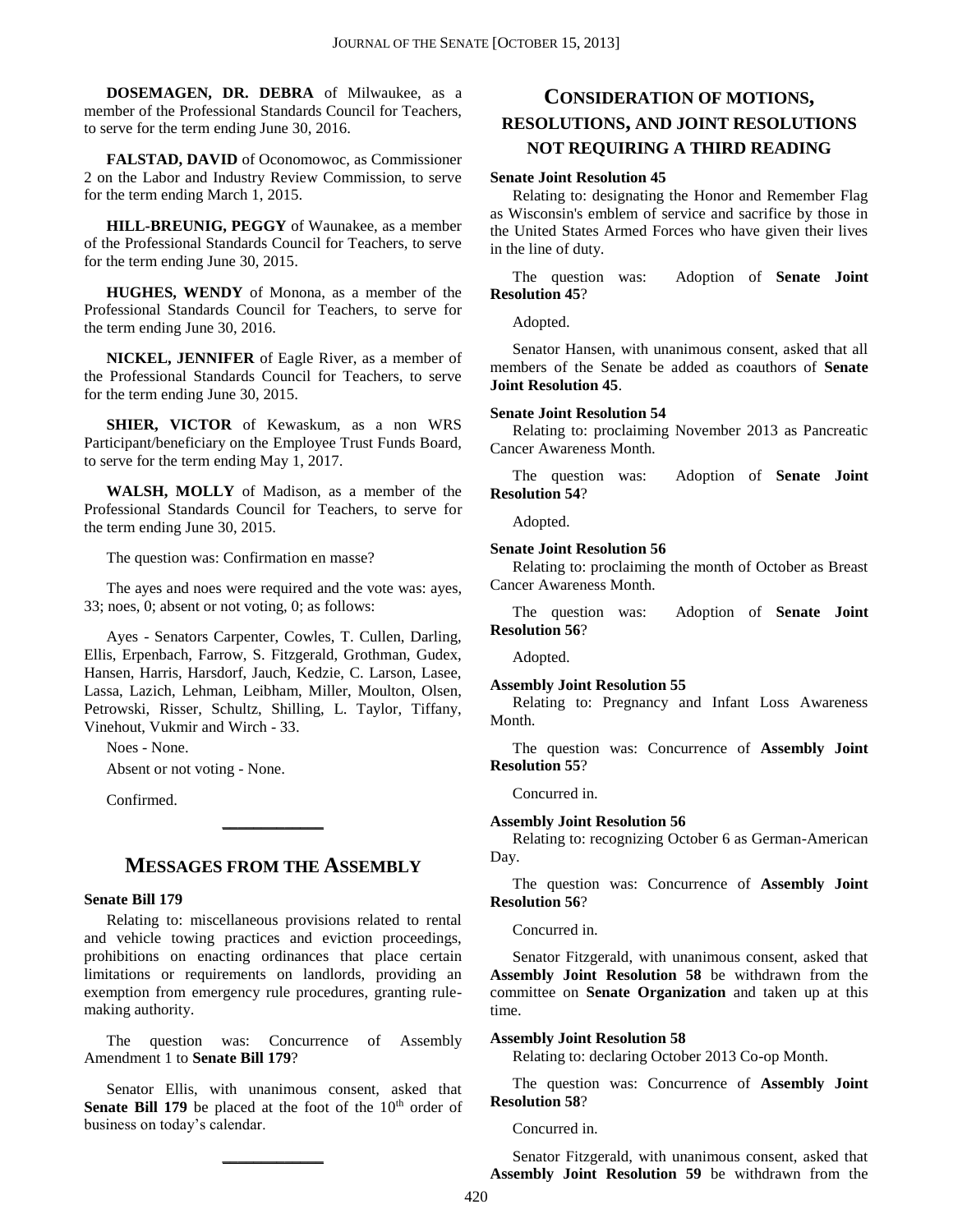**DOSEMAGEN, DR. DEBRA** of Milwaukee, as a member of the Professional Standards Council for Teachers, to serve for the term ending June 30, 2016.

**FALSTAD, DAVID** of Oconomowoc, as Commissioner 2 on the Labor and Industry Review Commission, to serve for the term ending March 1, 2015.

**HILL-BREUNIG, PEGGY** of Waunakee, as a member of the Professional Standards Council for Teachers, to serve for the term ending June 30, 2015.

**HUGHES, WENDY** of Monona, as a member of the Professional Standards Council for Teachers, to serve for the term ending June 30, 2016.

**NICKEL, JENNIFER** of Eagle River, as a member of the Professional Standards Council for Teachers, to serve for the term ending June 30, 2015.

**SHIER, VICTOR** of Kewaskum, as a non WRS Participant/beneficiary on the Employee Trust Funds Board, to serve for the term ending May 1, 2017.

**WALSH, MOLLY** of Madison, as a member of the Professional Standards Council for Teachers, to serve for the term ending June 30, 2015.

The question was: Confirmation en masse?

The ayes and noes were required and the vote was: ayes, 33; noes, 0; absent or not voting, 0; as follows:

Ayes - Senators Carpenter, Cowles, T. Cullen, Darling, Ellis, Erpenbach, Farrow, S. Fitzgerald, Grothman, Gudex, Hansen, Harris, Harsdorf, Jauch, Kedzie, C. Larson, Lasee, Lassa, Lazich, Lehman, Leibham, Miller, Moulton, Olsen, Petrowski, Risser, Schultz, Shilling, L. Taylor, Tiffany, Vinehout, Vukmir and Wirch - 33.

Noes - None.

Absent or not voting - None.

Confirmed.

## MESSAGES FROM THE ASSEMBLY

**Senate Bill 179**

Relating to: miscellaneous provisions related to rental and vehicle towing practices and eviction proceedings, prohibitions on enacting ordinances that place certain limitations or requirements on landlords, providing an exemption from emergency rule procedures, granting rule-making authority.

The question was: Concurrence of Assembly Amendment 1 to **Senate Bill 179**?

Senator Ellis, with unanimous consent, asked that **Senate Bill 179** be placed at the foot of the 10th order of business on today's calendar.

## CONSIDERATION OF MOTIONS, RESOLUTIONS, AND JOINT RESOLUTIONS NOT REQUIRING A THIRD READING

**Senate Joint Resolution 45**

Relating to: designating the Honor and Remember Flag as Wisconsin's emblem of service and sacrifice by those in the United States Armed Forces who have given their lives in the line of duty.

The question was: Adoption of **Senate Joint Resolution 45**?

Adopted.

Senator Hansen, with unanimous consent, asked that all members of the Senate be added as coauthors of **Senate Joint Resolution 45**.

**Senate Joint Resolution 54**

Relating to: proclaiming November 2013 as Pancreatic Cancer Awareness Month.

The question was: Adoption of **Senate Joint Resolution 54**?

Adopted.

**Senate Joint Resolution 56**

Relating to: proclaiming the month of October as Breast Cancer Awareness Month.

The question was: Adoption of **Senate Joint Resolution 56**?

Adopted.

**Assembly Joint Resolution 55**

Relating to: Pregnancy and Infant Loss Awareness Month.

The question was: Concurrence of **Assembly Joint Resolution 55**?

Concurred in.

**Assembly Joint Resolution 56**

Relating to: recognizing October 6 as German-American Day.

The question was: Concurrence of **Assembly Joint Resolution 56**?

Concurred in.

Senator Fitzgerald, with unanimous consent, asked that **Assembly Joint Resolution 58** be withdrawn from the committee on **Senate Organization** and taken up at this time.

**Assembly Joint Resolution 58**

Relating to: declaring October 2013 Co-op Month.

The question was: Concurrence of **Assembly Joint Resolution 58**?

Concurred in.

Senator Fitzgerald, with unanimous consent, asked that **Assembly Joint Resolution 59** be withdrawn from the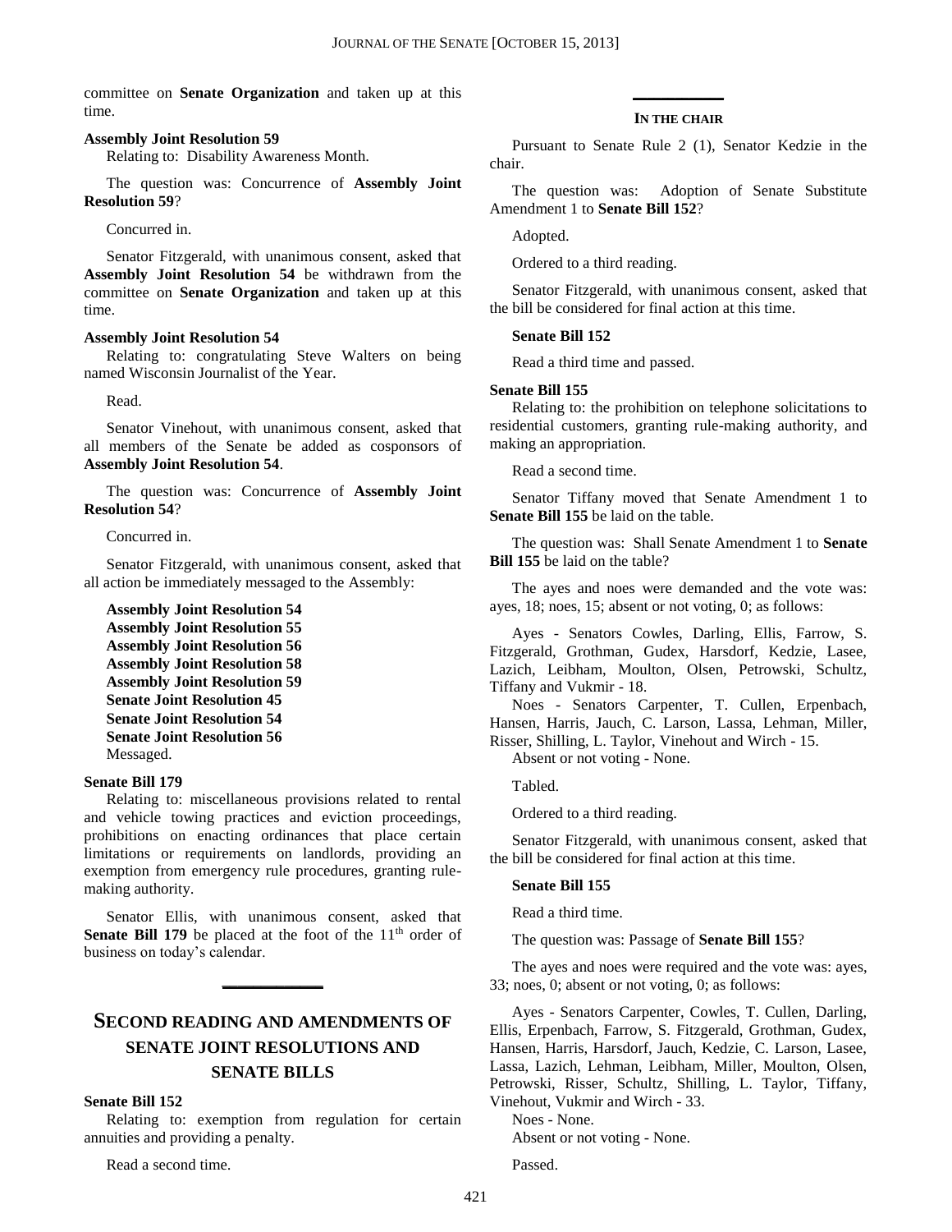committee on **Senate Organization** and taken up at this time.

**Assembly Joint Resolution 59**

Relating to: Disability Awareness Month.

The question was: Concurrence of **Assembly Joint Resolution 59**?

Concurred in.

Senator Fitzgerald, with unanimous consent, asked that **Assembly Joint Resolution 54** be withdrawn from the committee on **Senate Organization** and taken up at this time.

**Assembly Joint Resolution 54**

Relating to: congratulating Steve Walters on being named Wisconsin Journalist of the Year.

Read.

Senator Vinehout, with unanimous consent, asked that all members of the Senate be added as cosponsors of **Assembly Joint Resolution 54**.

The question was: Concurrence of **Assembly Joint Resolution 54**?

Concurred in.

Senator Fitzgerald, with unanimous consent, asked that all action be immediately messaged to the Assembly:

**Assembly Joint Resolution 54**
**Assembly Joint Resolution 55**
**Assembly Joint Resolution 56**
**Assembly Joint Resolution 58**
**Assembly Joint Resolution 59**
**Senate Joint Resolution 45**
**Senate Joint Resolution 54**
**Senate Joint Resolution 56**
Messaged.

**Senate Bill 179**

Relating to: miscellaneous provisions related to rental and vehicle towing practices and eviction proceedings, prohibitions on enacting ordinances that place certain limitations or requirements on landlords, providing an exemption from emergency rule procedures, granting rule-making authority.

Senator Ellis, with unanimous consent, asked that **Senate Bill 179** be placed at the foot of the 11th order of business on today's calendar.

## SECOND READING AND AMENDMENTS OF SENATE JOINT RESOLUTIONS AND SENATE BILLS

**Senate Bill 152**

Relating to: exemption from regulation for certain annuities and providing a penalty.

Read a second time.

### IN THE CHAIR

Pursuant to Senate Rule 2 (1), Senator Kedzie in the chair.

The question was: Adoption of Senate Substitute Amendment 1 to **Senate Bill 152**?

Adopted.

Ordered to a third reading.

Senator Fitzgerald, with unanimous consent, asked that the bill be considered for final action at this time.

**Senate Bill 152**

Read a third time and passed.

**Senate Bill 155**

Relating to: the prohibition on telephone solicitations to residential customers, granting rule-making authority, and making an appropriation.

Read a second time.

Senator Tiffany moved that Senate Amendment 1 to **Senate Bill 155** be laid on the table.

The question was: Shall Senate Amendment 1 to **Senate Bill 155** be laid on the table?

The ayes and noes were demanded and the vote was: ayes, 18; noes, 15; absent or not voting, 0; as follows:

Ayes - Senators Cowles, Darling, Ellis, Farrow, S. Fitzgerald, Grothman, Gudex, Harsdorf, Kedzie, Lasee, Lazich, Leibham, Moulton, Olsen, Petrowski, Schultz, Tiffany and Vukmir - 18.

Noes - Senators Carpenter, T. Cullen, Erpenbach, Hansen, Harris, Jauch, C. Larson, Lassa, Lehman, Miller, Risser, Shilling, L. Taylor, Vinehout and Wirch - 15.

Absent or not voting - None.

Tabled.

Ordered to a third reading.

Senator Fitzgerald, with unanimous consent, asked that the bill be considered for final action at this time.

**Senate Bill 155**

Read a third time.

The question was: Passage of **Senate Bill 155**?

The ayes and noes were required and the vote was: ayes, 33; noes, 0; absent or not voting, 0; as follows:

Ayes - Senators Carpenter, Cowles, T. Cullen, Darling, Ellis, Erpenbach, Farrow, S. Fitzgerald, Grothman, Gudex, Hansen, Harris, Harsdorf, Jauch, Kedzie, C. Larson, Lasee, Lassa, Lazich, Lehman, Leibham, Miller, Moulton, Olsen, Petrowski, Risser, Schultz, Shilling, L. Taylor, Tiffany, Vinehout, Vukmir and Wirch - 33.

Noes - None.

Absent or not voting - None.

Passed.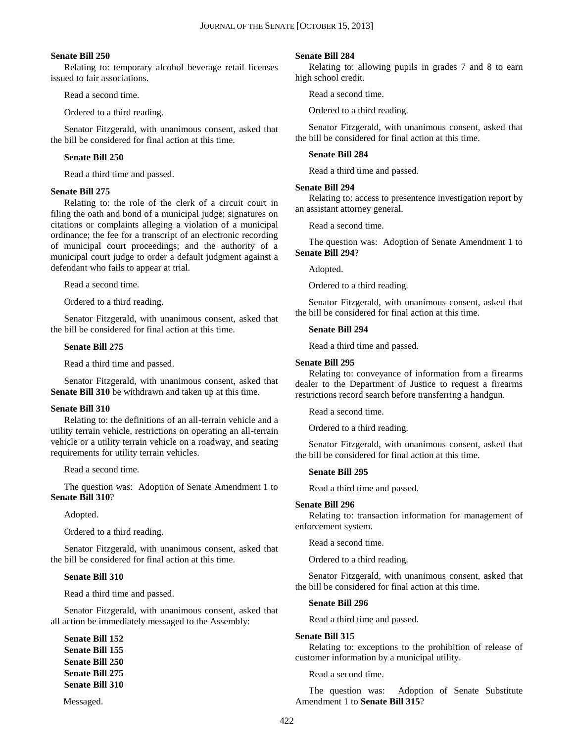**Senate Bill 250**

Relating to: temporary alcohol beverage retail licenses issued to fair associations.

Read a second time.

Ordered to a third reading.

Senator Fitzgerald, with unanimous consent, asked that the bill be considered for final action at this time.

**Senate Bill 250**

Read a third time and passed.

**Senate Bill 275**

Relating to: the role of the clerk of a circuit court in filing the oath and bond of a municipal judge; signatures on citations or complaints alleging a violation of a municipal ordinance; the fee for a transcript of an electronic recording of municipal court proceedings; and the authority of a municipal court judge to order a default judgment against a defendant who fails to appear at trial.

Read a second time.

Ordered to a third reading.

Senator Fitzgerald, with unanimous consent, asked that the bill be considered for final action at this time.

**Senate Bill 275**

Read a third time and passed.

Senator Fitzgerald, with unanimous consent, asked that **Senate Bill 310** be withdrawn and taken up at this time.

**Senate Bill 310**

Relating to: the definitions of an all-terrain vehicle and a utility terrain vehicle, restrictions on operating an all-terrain vehicle or a utility terrain vehicle on a roadway, and seating requirements for utility terrain vehicles.

Read a second time.

The question was: Adoption of Senate Amendment 1 to **Senate Bill 310**?

Adopted.

Ordered to a third reading.

Senator Fitzgerald, with unanimous consent, asked that the bill be considered for final action at this time.

**Senate Bill 310**

Read a third time and passed.

Senator Fitzgerald, with unanimous consent, asked that all action be immediately messaged to the Assembly:

**Senate Bill 152**
**Senate Bill 155**
**Senate Bill 250**
**Senate Bill 275**
**Senate Bill 310**

Messaged.

**Senate Bill 284**

Relating to: allowing pupils in grades 7 and 8 to earn high school credit.

Read a second time.

Ordered to a third reading.

Senator Fitzgerald, with unanimous consent, asked that the bill be considered for final action at this time.

**Senate Bill 284**

Read a third time and passed.

**Senate Bill 294**

Relating to: access to presentence investigation report by an assistant attorney general.

Read a second time.

The question was: Adoption of Senate Amendment 1 to **Senate Bill 294**?

Adopted.

Ordered to a third reading.

Senator Fitzgerald, with unanimous consent, asked that the bill be considered for final action at this time.

**Senate Bill 294**

Read a third time and passed.

**Senate Bill 295**

Relating to: conveyance of information from a firearms dealer to the Department of Justice to request a firearms restrictions record search before transferring a handgun.

Read a second time.

Ordered to a third reading.

Senator Fitzgerald, with unanimous consent, asked that the bill be considered for final action at this time.

**Senate Bill 295**

Read a third time and passed.

**Senate Bill 296**

Relating to: transaction information for management of enforcement system.

Read a second time.

Ordered to a third reading.

Senator Fitzgerald, with unanimous consent, asked that the bill be considered for final action at this time.

**Senate Bill 296**

Read a third time and passed.

**Senate Bill 315**

Relating to: exceptions to the prohibition of release of customer information by a municipal utility.

Read a second time.

The question was: Adoption of Senate Substitute Amendment 1 to **Senate Bill 315**?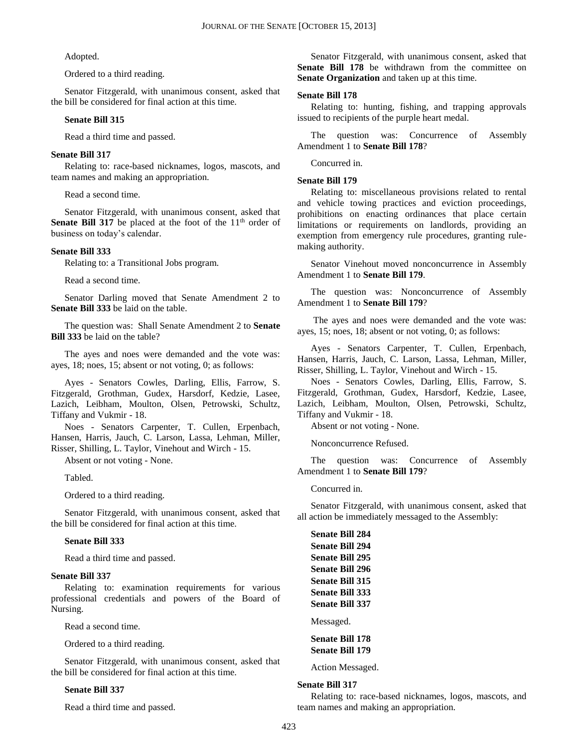Adopted.

Ordered to a third reading.

Senator Fitzgerald, with unanimous consent, asked that the bill be considered for final action at this time.

**Senate Bill 315**

Read a third time and passed.

**Senate Bill 317**

Relating to: race-based nicknames, logos, mascots, and team names and making an appropriation.

Read a second time.

Senator Fitzgerald, with unanimous consent, asked that **Senate Bill 317** be placed at the foot of the 11th order of business on today's calendar.

**Senate Bill 333**

Relating to: a Transitional Jobs program.

Read a second time.

Senator Darling moved that Senate Amendment 2 to **Senate Bill 333** be laid on the table.

The question was: Shall Senate Amendment 2 to **Senate Bill 333** be laid on the table?

The ayes and noes were demanded and the vote was: ayes, 18; noes, 15; absent or not voting, 0; as follows:

Ayes - Senators Cowles, Darling, Ellis, Farrow, S. Fitzgerald, Grothman, Gudex, Harsdorf, Kedzie, Lasee, Lazich, Leibham, Moulton, Olsen, Petrowski, Schultz, Tiffany and Vukmir - 18.

Noes - Senators Carpenter, T. Cullen, Erpenbach, Hansen, Harris, Jauch, C. Larson, Lassa, Lehman, Miller, Risser, Shilling, L. Taylor, Vinehout and Wirch - 15.

Absent or not voting - None.

Tabled.

Ordered to a third reading.

Senator Fitzgerald, with unanimous consent, asked that the bill be considered for final action at this time.

**Senate Bill 333**

Read a third time and passed.

**Senate Bill 337**

Relating to: examination requirements for various professional credentials and powers of the Board of Nursing.

Read a second time.

Ordered to a third reading.

Senator Fitzgerald, with unanimous consent, asked that the bill be considered for final action at this time.

**Senate Bill 337**

Read a third time and passed.

Senator Fitzgerald, with unanimous consent, asked that **Senate Bill 178** be withdrawn from the committee on **Senate Organization** and taken up at this time.

**Senate Bill 178**

Relating to: hunting, fishing, and trapping approvals issued to recipients of the purple heart medal.

The question was: Concurrence of Assembly Amendment 1 to **Senate Bill 178**?

Concurred in.

**Senate Bill 179**

Relating to: miscellaneous provisions related to rental and vehicle towing practices and eviction proceedings, prohibitions on enacting ordinances that place certain limitations or requirements on landlords, providing an exemption from emergency rule procedures, granting rule-making authority.

Senator Vinehout moved nonconcurrence in Assembly Amendment 1 to **Senate Bill 179**.

The question was: Nonconcurrence of Assembly Amendment 1 to **Senate Bill 179**?

The ayes and noes were demanded and the vote was: ayes, 15; noes, 18; absent or not voting, 0; as follows:

Ayes - Senators Carpenter, T. Cullen, Erpenbach, Hansen, Harris, Jauch, C. Larson, Lassa, Lehman, Miller, Risser, Shilling, L. Taylor, Vinehout and Wirch - 15.

Noes - Senators Cowles, Darling, Ellis, Farrow, S. Fitzgerald, Grothman, Gudex, Harsdorf, Kedzie, Lasee, Lazich, Leibham, Moulton, Olsen, Petrowski, Schultz, Tiffany and Vukmir - 18.

Absent or not voting - None.

Nonconcurrence Refused.

The question was: Concurrence of Assembly Amendment 1 to **Senate Bill 179**?

Concurred in.

Senator Fitzgerald, with unanimous consent, asked that all action be immediately messaged to the Assembly:

**Senate Bill 284**
**Senate Bill 294**
**Senate Bill 295**
**Senate Bill 296**
**Senate Bill 315**
**Senate Bill 333**
**Senate Bill 337**

Messaged.

**Senate Bill 178**
**Senate Bill 179**

Action Messaged.

**Senate Bill 317**

Relating to: race-based nicknames, logos, mascots, and team names and making an appropriation.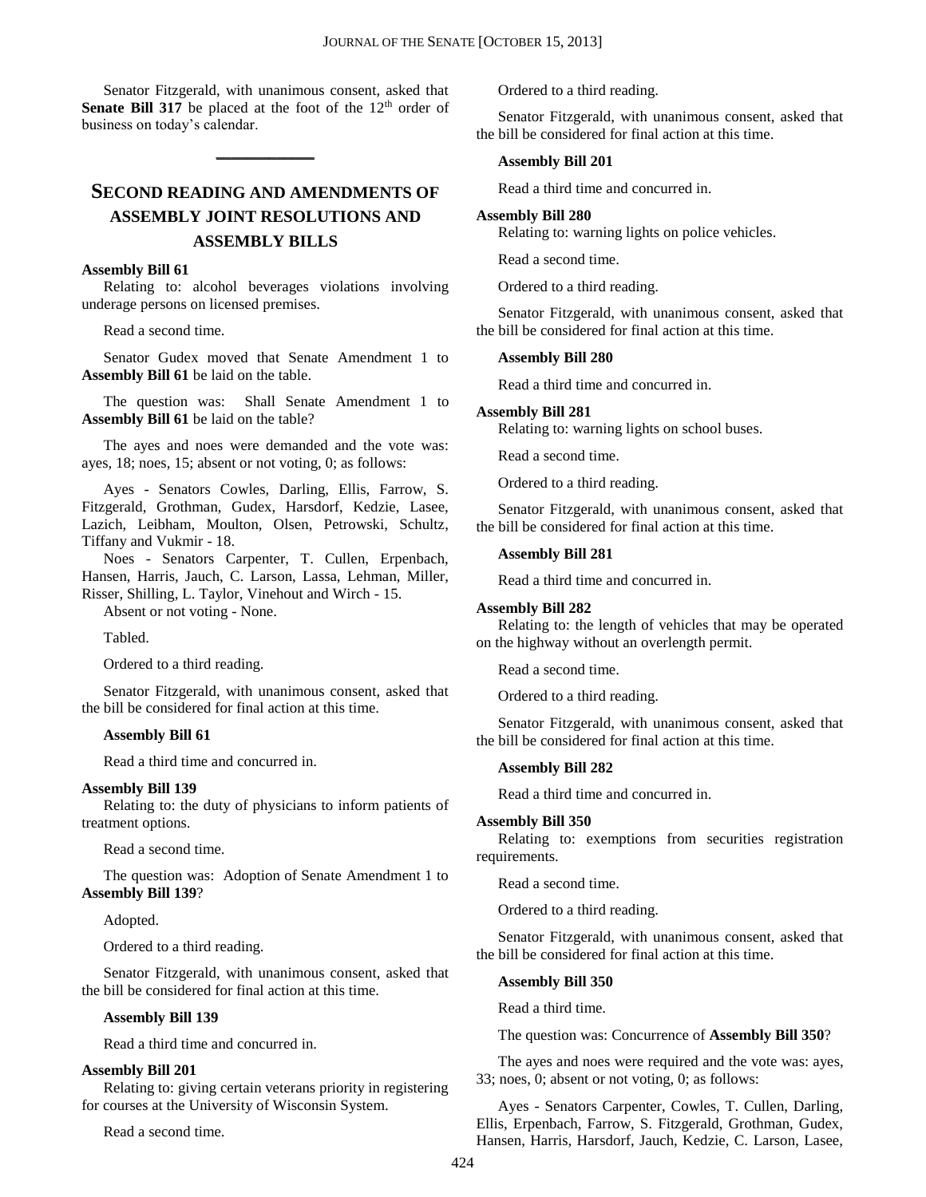Senator Fitzgerald, with unanimous consent, asked that **Senate Bill 317** be placed at the foot of the 12th order of business on today's calendar.

---

## SECOND READING AND AMENDMENTS OF ASSEMBLY JOINT RESOLUTIONS AND ASSEMBLY BILLS

**Assembly Bill 61**

Relating to: alcohol beverages violations involving underage persons on licensed premises.

Read a second time.

Senator Gudex moved that Senate Amendment 1 to **Assembly Bill 61** be laid on the table.

The question was: Shall Senate Amendment 1 to **Assembly Bill 61** be laid on the table?

The ayes and noes were demanded and the vote was: ayes, 18; noes, 15; absent or not voting, 0; as follows:

Ayes - Senators Cowles, Darling, Ellis, Farrow, S. Fitzgerald, Grothman, Gudex, Harsdorf, Kedzie, Lasee, Lazich, Leibham, Moulton, Olsen, Petrowski, Schultz, Tiffany and Vukmir - 18.

Noes - Senators Carpenter, T. Cullen, Erpenbach, Hansen, Harris, Jauch, C. Larson, Lassa, Lehman, Miller, Risser, Shilling, L. Taylor, Vinehout and Wirch - 15.

Absent or not voting - None.

Tabled.

Ordered to a third reading.

Senator Fitzgerald, with unanimous consent, asked that the bill be considered for final action at this time.

**Assembly Bill 61**

Read a third time and concurred in.

**Assembly Bill 139**

Relating to: the duty of physicians to inform patients of treatment options.

Read a second time.

The question was: Adoption of Senate Amendment 1 to **Assembly Bill 139**?

Adopted.

Ordered to a third reading.

Senator Fitzgerald, with unanimous consent, asked that the bill be considered for final action at this time.

**Assembly Bill 139**

Read a third time and concurred in.

**Assembly Bill 201**

Relating to: giving certain veterans priority in registering for courses at the University of Wisconsin System.

Read a second time.

Ordered to a third reading.

Senator Fitzgerald, with unanimous consent, asked that the bill be considered for final action at this time.

**Assembly Bill 201**

Read a third time and concurred in.

**Assembly Bill 280**

Relating to: warning lights on police vehicles.

Read a second time.

Ordered to a third reading.

Senator Fitzgerald, with unanimous consent, asked that the bill be considered for final action at this time.

**Assembly Bill 280**

Read a third time and concurred in.

**Assembly Bill 281**

Relating to: warning lights on school buses.

Read a second time.

Ordered to a third reading.

Senator Fitzgerald, with unanimous consent, asked that the bill be considered for final action at this time.

**Assembly Bill 281**

Read a third time and concurred in.

**Assembly Bill 282**

Relating to: the length of vehicles that may be operated on the highway without an overlength permit.

Read a second time.

Ordered to a third reading.

Senator Fitzgerald, with unanimous consent, asked that the bill be considered for final action at this time.

**Assembly Bill 282**

Read a third time and concurred in.

**Assembly Bill 350**

Relating to: exemptions from securities registration requirements.

Read a second time.

Ordered to a third reading.

Senator Fitzgerald, with unanimous consent, asked that the bill be considered for final action at this time.

**Assembly Bill 350**

Read a third time.

The question was: Concurrence of **Assembly Bill 350**?

The ayes and noes were required and the vote was: ayes, 33; noes, 0; absent or not voting, 0; as follows:

Ayes - Senators Carpenter, Cowles, T. Cullen, Darling, Ellis, Erpenbach, Farrow, S. Fitzgerald, Grothman, Gudex, Hansen, Harris, Harsdorf, Jauch, Kedzie, C. Larson, Lasee,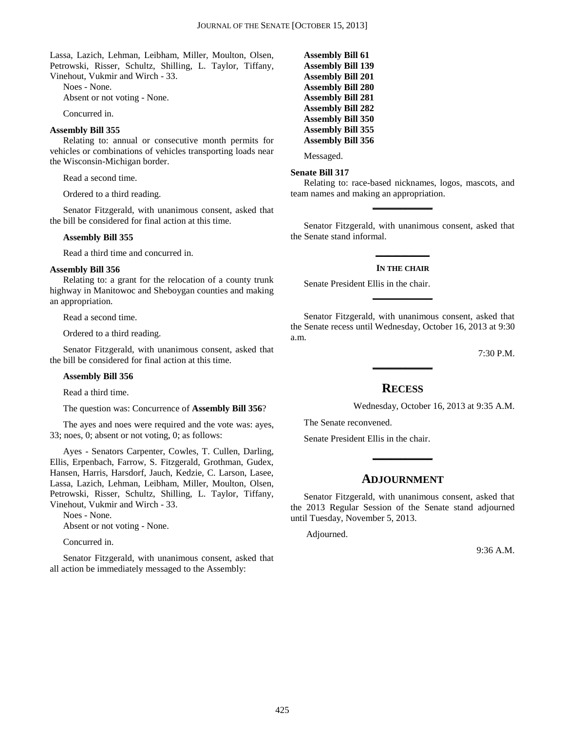Lassa, Lazich, Lehman, Leibham, Miller, Moulton, Olsen, Petrowski, Risser, Schultz, Shilling, L. Taylor, Tiffany, Vinehout, Vukmir and Wirch - 33.

Noes - None.

Absent or not voting - None.

Concurred in.

**Assembly Bill 355**

Relating to: annual or consecutive month permits for vehicles or combinations of vehicles transporting loads near the Wisconsin-Michigan border.

Read a second time.

Ordered to a third reading.

Senator Fitzgerald, with unanimous consent, asked that the bill be considered for final action at this time.

**Assembly Bill 355**

Read a third time and concurred in.

**Assembly Bill 356**

Relating to: a grant for the relocation of a county trunk highway in Manitowoc and Sheboygan counties and making an appropriation.

Read a second time.

Ordered to a third reading.

Senator Fitzgerald, with unanimous consent, asked that the bill be considered for final action at this time.

**Assembly Bill 356**

Read a third time.

The question was: Concurrence of **Assembly Bill 356**?

The ayes and noes were required and the vote was: ayes, 33; noes, 0; absent or not voting, 0; as follows:

Ayes - Senators Carpenter, Cowles, T. Cullen, Darling, Ellis, Erpenbach, Farrow, S. Fitzgerald, Grothman, Gudex, Hansen, Harris, Harsdorf, Jauch, Kedzie, C. Larson, Lasee, Lassa, Lazich, Lehman, Leibham, Miller, Moulton, Olsen, Petrowski, Risser, Schultz, Shilling, L. Taylor, Tiffany, Vinehout, Vukmir and Wirch - 33.

Noes - None.

Absent or not voting - None.

Concurred in.

Senator Fitzgerald, with unanimous consent, asked that all action be immediately messaged to the Assembly:

**Assembly Bill 61**
**Assembly Bill 139**
**Assembly Bill 201**
**Assembly Bill 280**
**Assembly Bill 281**
**Assembly Bill 282**
**Assembly Bill 350**
**Assembly Bill 355**
**Assembly Bill 356**

Messaged.

**Senate Bill 317**

Relating to: race-based nicknames, logos, mascots, and team names and making an appropriation.

Senator Fitzgerald, with unanimous consent, asked that the Senate stand informal.

**IN THE CHAIR**

Senate President Ellis in the chair.

Senator Fitzgerald, with unanimous consent, asked that the Senate recess until Wednesday, October 16, 2013 at 9:30 a.m.

7:30 P.M.

## RECESS

Wednesday, October 16, 2013 at 9:35 A.M.

The Senate reconvened.

Senate President Ellis in the chair.

## ADJOURNMENT

Senator Fitzgerald, with unanimous consent, asked that the 2013 Regular Session of the Senate stand adjourned until Tuesday, November 5, 2013.

Adjourned.

9:36 A.M.